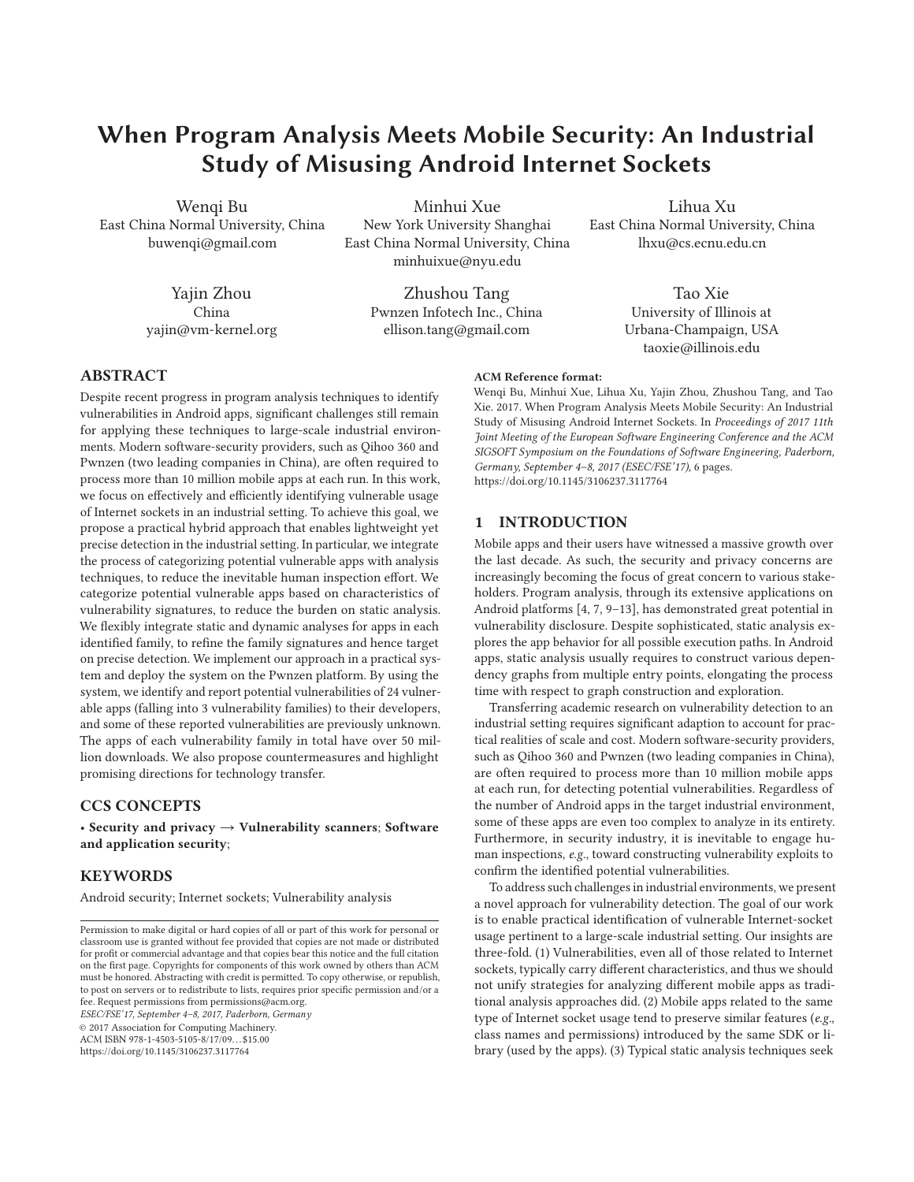# When Program Analysis Meets Mobile Security: An Industrial Study of Misusing Android Internet Sockets

Wenqi Bu
East China Normal University, China
buwenqi@gmail.com

Minhui Xue
New York University Shanghai
East China Normal University, China
minhuixue@nyu.edu

Lihua Xu
East China Normal University, China
lhxu@cs.ecnu.edu.cn

Yajin Zhou
China
yajin@vm-kernel.org

Zhushou Tang
Pwnzen Infotech Inc., China
ellison.tang@gmail.com

Tao Xie
University of Illinois at Urbana-Champaign, USA
taoxie@illinois.edu

## ABSTRACT

Despite recent progress in program analysis techniques to identify vulnerabilities in Android apps, significant challenges still remain for applying these techniques to large-scale industrial environments. Modern software-security providers, such as Qihoo 360 and Pwnzen (two leading companies in China), are often required to process more than 10 million mobile apps at each run. In this work, we focus on effectively and efficiently identifying vulnerable usage of Internet sockets in an industrial setting. To achieve this goal, we propose a practical hybrid approach that enables lightweight yet precise detection in the industrial setting. In particular, we integrate the process of categorizing potential vulnerable apps with analysis techniques, to reduce the inevitable human inspection effort. We categorize potential vulnerable apps based on characteristics of vulnerability signatures, to reduce the burden on static analysis. We flexibly integrate static and dynamic analyses for apps in each identified family, to refine the family signatures and hence target on precise detection. We implement our approach in a practical system and deploy the system on the Pwnzen platform. By using the system, we identify and report potential vulnerabilities of 24 vulnerable apps (falling into 3 vulnerability families) to their developers, and some of these reported vulnerabilities are previously unknown. The apps of each vulnerability family in total have over 50 million downloads. We also propose countermeasures and highlight promising directions for technology transfer.

## CCS CONCEPTS

• **Security and privacy** → **Vulnerability scanners**; **Software and application security**;

## KEYWORDS

Android security; Internet sockets; Vulnerability analysis

Permission to make digital or hard copies of all or part of this work for personal or classroom use is granted without fee provided that copies are not made or distributed for profit or commercial advantage and that copies bear this notice and the full citation on the first page. Copyrights for components of this work owned by others than ACM must be honored. Abstracting with credit is permitted. To copy otherwise, or republish, to post on servers or to redistribute to lists, requires prior specific permission and/or a fee. Request permissions from permissions@acm.org.
*ESEC/FSE'17, September 4–8, 2017, Paderborn, Germany*
© 2017 Association for Computing Machinery.
ACM ISBN 978-1-4503-5105-8/17/09...$15.00
https://doi.org/10.1145/3106237.3117764

**ACM Reference format:**
Wenqi Bu, Minhui Xue, Lihua Xu, Yajin Zhou, Zhushou Tang, and Tao Xie. 2017. When Program Analysis Meets Mobile Security: An Industrial Study of Misusing Android Internet Sockets. In *Proceedings of 2017 11th Joint Meeting of the European Software Engineering Conference and the ACM SIGSOFT Symposium on the Foundations of Software Engineering, Paderborn, Germany, September 4–8, 2017 (ESEC/FSE'17),* 6 pages.
https://doi.org/10.1145/3106237.3117764

## 1 INTRODUCTION

Mobile apps and their users have witnessed a massive growth over the last decade. As such, the security and privacy concerns are increasingly becoming the focus of great concern to various stakeholders. Program analysis, through its extensive applications on Android platforms [4, 7, 9–13], has demonstrated great potential in vulnerability disclosure. Despite sophisticated, static analysis explores the app behavior for all possible execution paths. In Android apps, static analysis usually requires to construct various dependency graphs from multiple entry points, elongating the process time with respect to graph construction and exploration.

Transferring academic research on vulnerability detection to an industrial setting requires significant adaption to account for practical realities of scale and cost. Modern software-security providers, such as Qihoo 360 and Pwnzen (two leading companies in China), are often required to process more than 10 million mobile apps at each run, for detecting potential vulnerabilities. Regardless of the number of Android apps in the target industrial environment, some of these apps are even too complex to analyze in its entirety. Furthermore, in security industry, it is inevitable to engage human inspections, *e.g.*, toward constructing vulnerability exploits to confirm the identified potential vulnerabilities.

To address such challenges in industrial environments, we present a novel approach for vulnerability detection. The goal of our work is to enable practical identification of vulnerable Internet-socket usage pertinent to a large-scale industrial setting. Our insights are three-fold. (1) Vulnerabilities, even all of those related to Internet sockets, typically carry different characteristics, and thus we should not unify strategies for analyzing different mobile apps as traditional analysis approaches did. (2) Mobile apps related to the same type of Internet socket usage tend to preserve similar features (*e.g.*, class names and permissions) introduced by the same SDK or library (used by the apps). (3) Typical static analysis techniques seek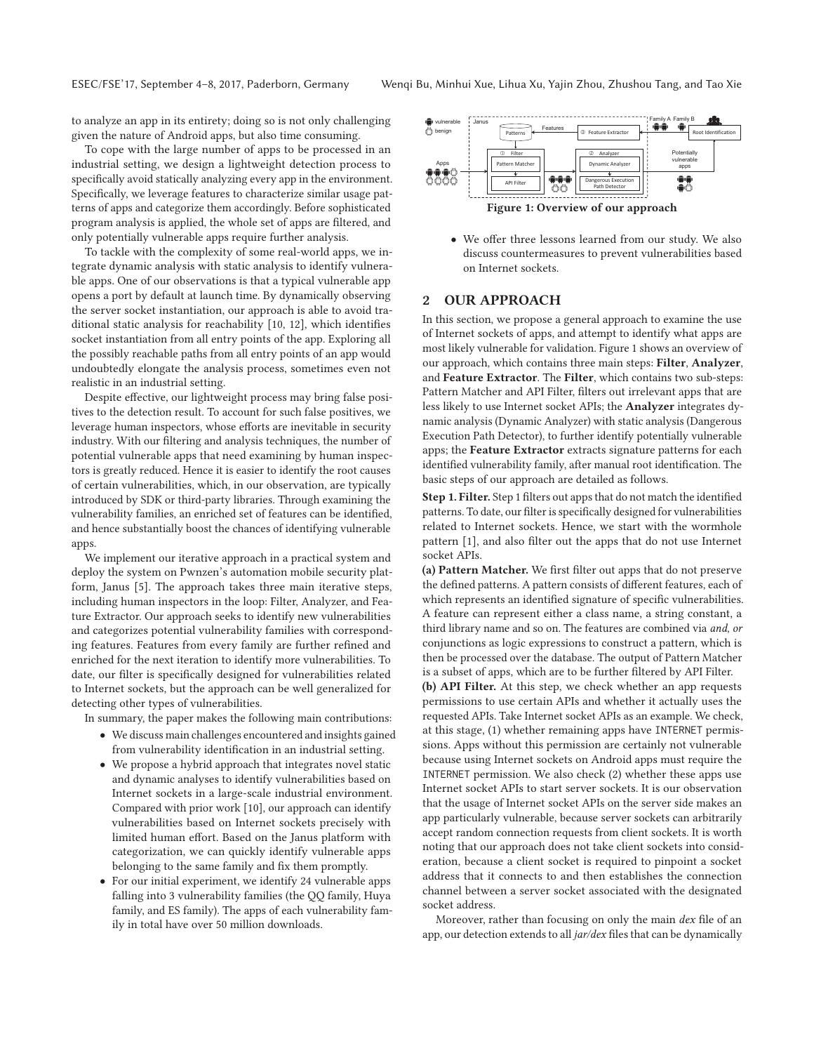to analyze an app in its entirety; doing so is not only challenging given the nature of Android apps, but also time consuming.

To cope with the large number of apps to be processed in an industrial setting, we design a lightweight detection process to specifically avoid statically analyzing every app in the environment. Specifically, we leverage features to characterize similar usage patterns of apps and categorize them accordingly. Before sophisticated program analysis is applied, the whole set of apps are filtered, and only potentially vulnerable apps require further analysis.

To tackle with the complexity of some real-world apps, we integrate dynamic analysis with static analysis to identify vulnerable apps. One of our observations is that a typical vulnerable app opens a port by default at launch time. By dynamically observing the server socket instantiation, our approach is able to avoid traditional static analysis for reachability [10, 12], which identifies socket instantiation from all entry points of the app. Exploring all the possibly reachable paths from all entry points of an app would undoubtedly elongate the analysis process, sometimes even not realistic in an industrial setting.

Despite effective, our lightweight process may bring false positives to the detection result. To account for such false positives, we leverage human inspectors, whose efforts are inevitable in security industry. With our filtering and analysis techniques, the number of potential vulnerable apps that need examining by human inspectors is greatly reduced. Hence it is easier to identify the root causes of certain vulnerabilities, which, in our observation, are typically introduced by SDK or third-party libraries. Through examining the vulnerability families, an enriched set of features can be identified, and hence substantially boost the chances of identifying vulnerable apps.

We implement our iterative approach in a practical system and deploy the system on Pwnzen's automation mobile security platform, Janus [5]. The approach takes three main iterative steps, including human inspectors in the loop: Filter, Analyzer, and Feature Extractor. Our approach seeks to identify new vulnerabilities and categorizes potential vulnerability families with corresponding features. Features from every family are further refined and enriched for the next iteration to identify more vulnerabilities. To date, our filter is specifically designed for vulnerabilities related to Internet sockets, but the approach can be well generalized for detecting other types of vulnerabilities.

In summary, the paper makes the following main contributions:

- We discuss main challenges encountered and insights gained from vulnerability identification in an industrial setting.
- We propose a hybrid approach that integrates novel static and dynamic analyses to identify vulnerabilities based on Internet sockets in a large-scale industrial environment. Compared with prior work [10], our approach can identify vulnerabilities based on Internet sockets precisely with limited human effort. Based on the Janus platform with categorization, we can quickly identify vulnerable apps belonging to the same family and fix them promptly.
- For our initial experiment, we identify 24 vulnerable apps falling into 3 vulnerability families (the QQ family, Huya family, and ES family). The apps of each vulnerability family in total have over 50 million downloads.

**Figure 1: Overview of our approach**

- We offer three lessons learned from our study. We also discuss countermeasures to prevent vulnerabilities based on Internet sockets.

## 2 OUR APPROACH

In this section, we propose a general approach to examine the use of Internet sockets of apps, and attempt to identify what apps are most likely vulnerable for validation. Figure 1 shows an overview of our approach, which contains three main steps: **Filter**, **Analyzer**, and **Feature Extractor**. The **Filter**, which contains two sub-steps: Pattern Matcher and API Filter, filters out irrelevant apps that are less likely to use Internet socket APIs; the **Analyzer** integrates dynamic analysis (Dynamic Analyzer) with static analysis (Dangerous Execution Path Detector), to further identify potentially vulnerable apps; the **Feature Extractor** extracts signature patterns for each identified vulnerability family, after manual root identification. The basic steps of our approach are detailed as follows.

**Step 1. Filter.** Step 1 filters out apps that do not match the identified patterns. To date, our filter is specifically designed for vulnerabilities related to Internet sockets. Hence, we start with the wormhole pattern [1], and also filter out the apps that do not use Internet socket APIs.

**(a) Pattern Matcher.** We first filter out apps that do not preserve the defined patterns. A pattern consists of different features, each of which represents an identified signature of specific vulnerabilities. A feature can represent either a class name, a string constant, a third library name and so on. The features are combined via *and*, *or* conjunctions as logic expressions to construct a pattern, which is then be processed over the database. The output of Pattern Matcher is a subset of apps, which are to be further filtered by API Filter.

**(b) API Filter.** At this step, we check whether an app requests permissions to use certain APIs and whether it actually uses the requested APIs. Take Internet socket APIs as an example. We check, at this stage, (1) whether remaining apps have INTERNET permissions. Apps without this permission are certainly not vulnerable because using Internet sockets on Android apps must require the INTERNET permission. We also check (2) whether these apps use Internet socket APIs to start server sockets. It is our observation that the usage of Internet socket APIs on the server side makes an app particularly vulnerable, because server sockets can arbitrarily accept random connection requests from client sockets. It is worth noting that our approach does not take client sockets into consideration, because a client socket is required to pinpoint a socket address that it connects to and then establishes the connection channel between a server socket associated with the designated socket address.

Moreover, rather than focusing on only the main *dex* file of an app, our detection extends to all *jar/dex* files that can be dynamically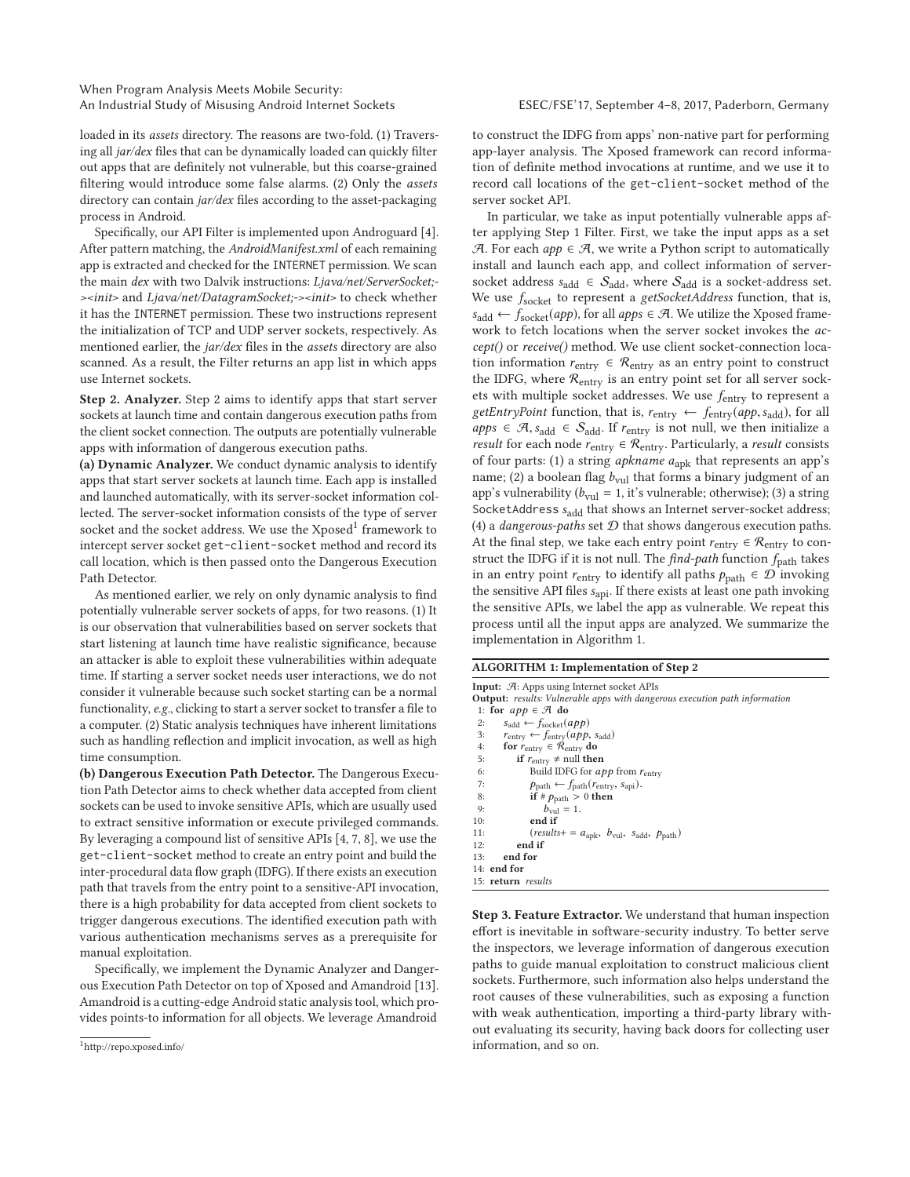loaded in its *assets* directory. The reasons are two-fold. (1) Traversing all *jar/dex* files that can be dynamically loaded can quickly filter out apps that are definitely not vulnerable, but this coarse-grained filtering would introduce some false alarms. (2) Only the *assets* directory can contain *jar/dex* files according to the asset-packaging process in Android.

Specifically, our API Filter is implemented upon Androguard [4]. After pattern matching, the *AndroidManifest.xml* of each remaining app is extracted and checked for the INTERNET permission. We scan the main *dex* with two Dalvik instructions: *Ljava/net/ServerSocket;-><init>* and *Ljava/net/DatagramSocket;-><init>* to check whether it has the INTERNET permission. These two instructions represent the initialization of TCP and UDP server sockets, respectively. As mentioned earlier, the *jar/dex* files in the *assets* directory are also scanned. As a result, the Filter returns an app list in which apps use Internet sockets.

**Step 2. Analyzer.** Step 2 aims to identify apps that start server sockets at launch time and contain dangerous execution paths from the client socket connection. The outputs are potentially vulnerable apps with information of dangerous execution paths.

**(a) Dynamic Analyzer.** We conduct dynamic analysis to identify apps that start server sockets at launch time. Each app is installed and launched automatically, with its server-socket information collected. The server-socket information consists of the type of server socket and the socket address. We use the Xposed[1] framework to intercept server socket `get-client-socket` method and record its call location, which is then passed onto the Dangerous Execution Path Detector.

As mentioned earlier, we rely on only dynamic analysis to find potentially vulnerable server sockets of apps, for two reasons. (1) It is our observation that vulnerabilities based on server sockets that start listening at launch time have realistic significance, because an attacker is able to exploit these vulnerabilities within adequate time. If starting a server socket needs user interactions, we do not consider it vulnerable because such socket starting can be a normal functionality, *e.g.*, clicking to start a server socket to transfer a file to a computer. (2) Static analysis techniques have inherent limitations such as handling reflection and implicit invocation, as well as high time consumption.

**(b) Dangerous Execution Path Detector.** The Dangerous Execution Path Detector aims to check whether data accepted from client sockets can be used to invoke sensitive APIs, which are usually used to extract sensitive information or execute privileged commands. By leveraging a compound list of sensitive APIs [4, 7, 8], we use the `get-client-socket` method to create an entry point and build the inter-procedural data flow graph (IDFG). If there exists an execution path that travels from the entry point to a sensitive-API invocation, there is a high probability for data accepted from client sockets to trigger dangerous executions. The identified execution path with various authentication mechanisms serves as a prerequisite for manual exploitation.

Specifically, we implement the Dynamic Analyzer and Dangerous Execution Path Detector on top of Xposed and Amandroid [13]. Amandroid is a cutting-edge Android static analysis tool, which provides points-to information for all objects. We leverage Amandroid to construct the IDFG from apps' non-native part for performing app-layer analysis. The Xposed framework can record information of definite method invocations at runtime, and we use it to record call locations of the `get-client-socket` method of the server socket API.

In particular, we take as input potentially vulnerable apps after applying Step 1 Filter. First, we take the input apps as a set $\mathcal{A}$. For each $app \in \mathcal{A}$, we write a Python script to automatically install and launch each app, and collect information of server-socket address $s_{\text{add}} \in \mathcal{S}_{\text{add}}$, where $\mathcal{S}_{\text{add}}$ is a socket-address set. We use $f_{\text{socket}}$ to represent a *getSocketAddress* function, that is, $s_{\text{add}} \leftarrow f_{\text{socket}}(app)$, for all $apps \in \mathcal{A}$. We utilize the Xposed framework to fetch locations when the server socket invokes the *accept()* or *receive()* method. We use client socket-connection location information $r_{\text{entry}} \in \mathcal{R}_{\text{entry}}$ as an entry point to construct the IDFG, where $\mathcal{R}_{\text{entry}}$ is an entry point set for all server sockets with multiple socket addresses. We use $f_{\text{entry}}$ to represent a *getEntryPoint* function, that is, $r_{\text{entry}} \leftarrow f_{\text{entry}}(app, s_{\text{add}})$, for all $apps \in \mathcal{A}, s_{\text{add}} \in \mathcal{S}_{\text{add}}$. If $r_{\text{entry}}$ is not null, we then initialize a *result* for each node $r_{\text{entry}} \in \mathcal{R}_{\text{entry}}$. Particularly, a *result* consists of four parts: (1) a string *apkname* $a_{\text{apk}}$ that represents an app's name; (2) a boolean flag $b_{\text{vul}}$ that forms a binary judgment of an app's vulnerability ($b_{\text{vul}} = 1$, it's vulnerable; otherwise); (3) a string SocketAddress $s_{\text{add}}$ that shows an Internet server-socket address; (4) a *dangerous-paths* set $\mathcal{D}$ that shows dangerous execution paths. At the final step, we take each entry point $r_{\text{entry}} \in \mathcal{R}_{\text{entry}}$ to construct the IDFG if it is not null. The *find-path* function $f_{\text{path}}$ takes in an entry point $r_{\text{entry}}$ to identify all paths $p_{\text{path}} \in \mathcal{D}$ invoking the sensitive API files $s_{\text{api}}$. If there exists at least one path invoking the sensitive APIs, we label the app as vulnerable. We repeat this process until all the input apps are analyzed. We summarize the implementation in Algorithm 1.

**ALGORITHM 1: Implementation of Step 2**

**Input:** $\mathcal{A}$: Apps using Internet socket APIs
**Output:** *results: Vulnerable apps with dangerous execution path information*

```
1:  for app ∈ A do
2:      s_add ← f_socket(app)
3:      r_entry ← f_entry(app, s_add)
4:      for r_entry ∈ R_entry do
5:          if r_entry ≠ null then
6:              Build IDFG for app from r_entry
7:              p_path ← f_path(r_entry, s_api).
8:              if # p_path > 0 then
9:                  b_vul = 1.
10:             end if
11:             (results+ = a_apk, b_vul, s_add, p_path)
12:         end if
13:     end for
14: end for
15: return results
```

**Step 3. Feature Extractor.** We understand that human inspection effort is inevitable in software-security industry. To better serve the inspectors, we leverage information of dangerous execution paths to guide manual exploitation to construct malicious client sockets. Furthermore, such information also helps understand the root causes of these vulnerabilities, such as exposing a function with weak authentication, importing a third-party library without evaluating its security, having back doors for collecting user information, and so on.

[1] http://repo.xposed.info/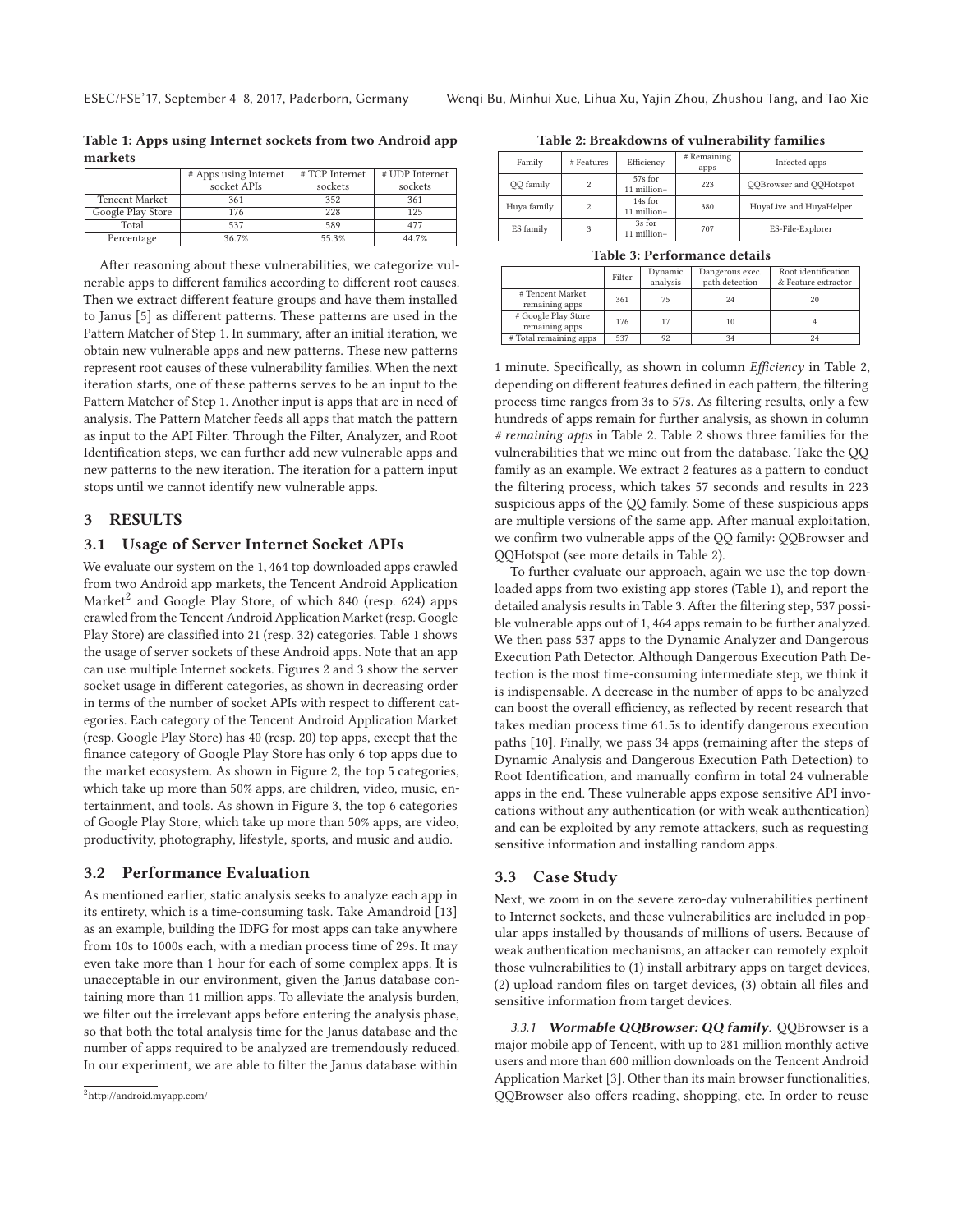Table 1: Apps using Internet sockets from two Android app markets

| | # Apps using Internet socket APIs | # TCP Internet sockets | # UDP Internet sockets |
|---|---|---|---|
| Tencent Market | 361 | 352 | 361 |
| Google Play Store | 176 | 228 | 125 |
| Total | 537 | 589 | 477 |
| Percentage | 36.7% | 55.3% | 44.7% |

After reasoning about these vulnerabilities, we categorize vulnerable apps to different families according to different root causes. Then we extract different feature groups and have them installed to Janus [5] as different patterns. These patterns are used in the Pattern Matcher of Step 1. In summary, after an initial iteration, we obtain new vulnerable apps and new patterns. These new patterns represent root causes of these vulnerability families. When the next iteration starts, one of these patterns serves to be an input to the Pattern Matcher of Step 1. Another input is apps that are in need of analysis. The Pattern Matcher feeds all apps that match the pattern as input to the API Filter. Through the Filter, Analyzer, and Root Identification steps, we can further add new vulnerable apps and new patterns to the new iteration. The iteration for a pattern input stops until we cannot identify new vulnerable apps.

## 3 RESULTS

### 3.1 Usage of Server Internet Socket APIs

We evaluate our system on the 1,464 top downloaded apps crawled from two Android app markets, the Tencent Android Application Market[2] and Google Play Store, of which 840 (resp. 624) apps crawled from the Tencent Android Application Market (resp. Google Play Store) are classified into 21 (resp. 32) categories. Table 1 shows the usage of server sockets of these Android apps. Note that an app can use multiple Internet sockets. Figures 2 and 3 show the server socket usage in different categories, as shown in decreasing order in terms of the number of socket APIs with respect to different categories. Each category of the Tencent Android Application Market (resp. Google Play Store) has 40 (resp. 20) top apps, except that the finance category of Google Play Store has only 6 top apps due to the market ecosystem. As shown in Figure 2, the top 5 categories, which take up more than 50% apps, are children, video, music, entertainment, and tools. As shown in Figure 3, the top 6 categories of Google Play Store, which take up more than 50% apps, are video, productivity, photography, lifestyle, sports, and music and audio.

### 3.2 Performance Evaluation

As mentioned earlier, static analysis seeks to analyze each app in its entirety, which is a time-consuming task. Take Amandroid [13] as an example, building the IDFG for most apps can take anywhere from 10s to 1000s each, with a median process time of 29s. It may even take more than 1 hour for each of some complex apps. It is unacceptable in our environment, given the Janus database containing more than 11 million apps. To alleviate the analysis burden, we filter out the irrelevant apps before entering the analysis phase, so that both the total analysis time for the Janus database and the number of apps required to be analyzed are tremendously reduced. In our experiment, we are able to filter the Janus database within 1 minute. Specifically, as shown in column *Efficiency* in Table 2, depending on different features defined in each pattern, the filtering process time ranges from 3s to 57s. As filtering results, only a few hundreds of apps remain for further analysis, as shown in column *# remaining apps* in Table 2. Table 2 shows three families for the vulnerabilities that we mine out from the database. Take the QQ family as an example. We extract 2 features as a pattern to conduct the filtering process, which takes 57 seconds and results in 223 suspicious apps of the QQ family. Some of these suspicious apps are multiple versions of the same app. After manual exploitation, we confirm two vulnerable apps of the QQ family: QQBrowser and QQHotspot (see more details in Table 2).

Table 2: Breakdowns of vulnerability families

| Family | # Features | Efficiency | # Remaining apps | Infected apps |
|---|---|---|---|---|
| QQ family | 2 | 57s for 11 million+ | 223 | QQBrowser and QQHotspot |
| Huya family | 2 | 14s for 11 million+ | 380 | HuyaLive and HuyaHelper |
| ES family | 3 | 3s for 11 million+ | 707 | ES-File-Explorer |

Table 3: Performance details

| | Filter | Dynamic analysis | Dangerous exec. path detection | Root identification & Feature extractor |
|---|---|---|---|---|
| # Tencent Market remaining apps | 361 | 75 | 24 | 20 |
| # Google Play Store remaining apps | 176 | 17 | 10 | 4 |
| # Total remaining apps | 537 | 92 | 34 | 24 |

To further evaluate our approach, again we use the top downloaded apps from two existing app stores (Table 1), and report the detailed analysis results in Table 3. After the filtering step, 537 possible vulnerable apps out of 1,464 apps remain to be further analyzed. We then pass 537 apps to the Dynamic Analyzer and Dangerous Execution Path Detector. Although Dangerous Execution Path Detection is the most time-consuming intermediate step, we think it is indispensable. A decrease in the number of apps to be analyzed can boost the overall efficiency, as reflected by recent research that takes median process time 61.5s to identify dangerous execution paths [10]. Finally, we pass 34 apps (remaining after the steps of Dynamic Analysis and Dangerous Execution Path Detection) to Root Identification, and manually confirm in total 24 vulnerable apps in the end. These vulnerable apps expose sensitive API invocations without any authentication (or with weak authentication) and can be exploited by any remote attackers, such as requesting sensitive information and installing random apps.

### 3.3 Case Study

Next, we zoom in on the severe zero-day vulnerabilities pertinent to Internet sockets, and these vulnerabilities are included in popular apps installed by thousands of millions of users. Because of weak authentication mechanisms, an attacker can remotely exploit those vulnerabilities to (1) install arbitrary apps on target devices, (2) upload random files on target devices, (3) obtain all files and sensitive information from target devices.

*3.3.1* ***Wormable QQBrowser: QQ family.*** QQBrowser is a major mobile app of Tencent, with up to 281 million monthly active users and more than 600 million downloads on the Tencent Android Application Market [3]. Other than its main browser functionalities, QQBrowser also offers reading, shopping, etc. In order to reuse

[2] http://android.myapp.com/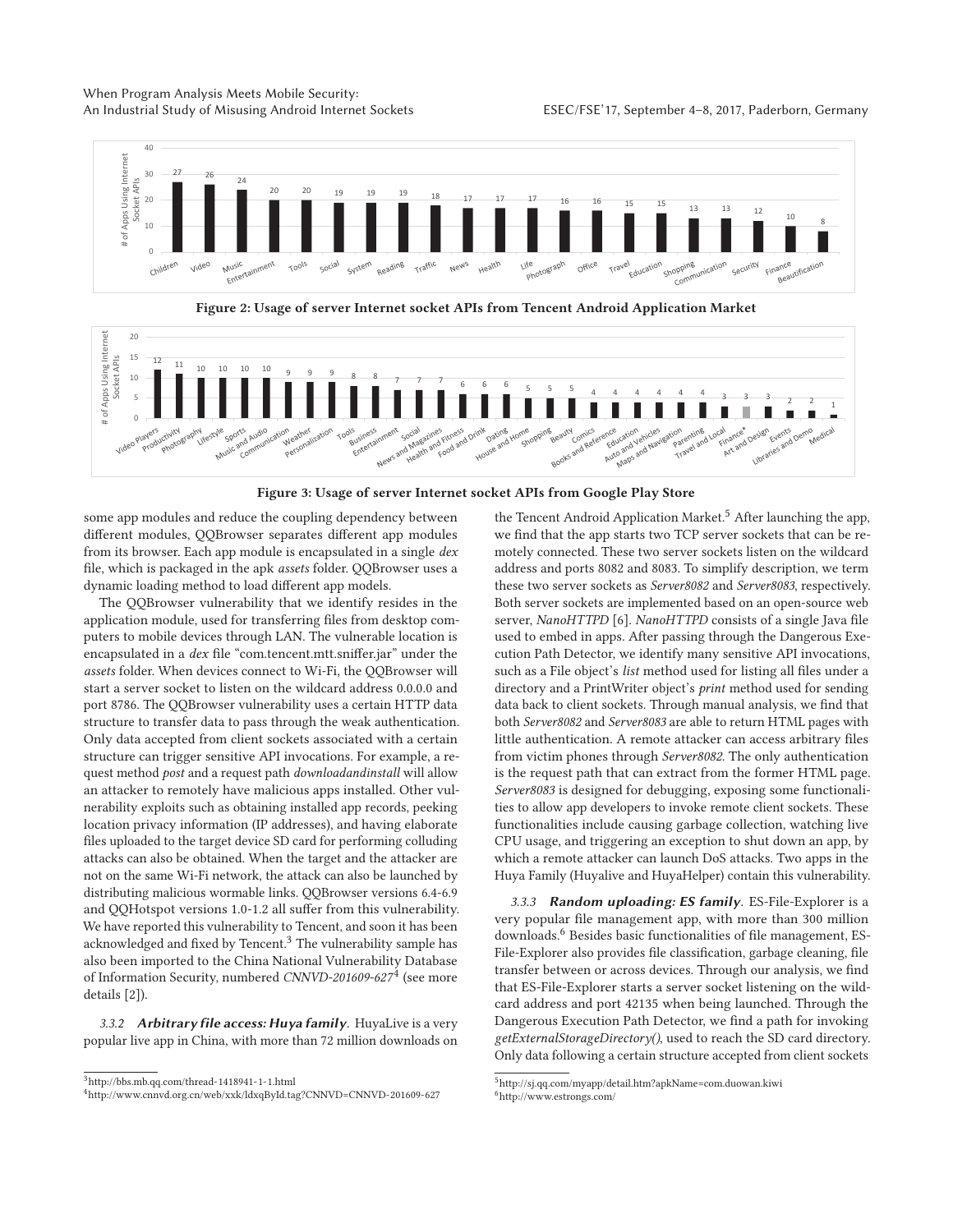**Figure 2: Usage of server Internet socket APIs from Tencent Android Application Market**

**Figure 3: Usage of server Internet socket APIs from Google Play Store**

some app modules and reduce the coupling dependency between different modules, QQBrowser separates different app modules from its browser. Each app module is encapsulated in a single *dex* file, which is packaged in the apk *assets* folder. QQBrowser uses a dynamic loading method to load different app models.

The QQBrowser vulnerability that we identify resides in the application module, used for transferring files from desktop computers to mobile devices through LAN. The vulnerable location is encapsulated in a *dex* file "com.tencent.mtt.sniffer.jar" under the *assets* folder. When devices connect to Wi-Fi, the QQBrowser will start a server socket to listen on the wildcard address 0.0.0.0 and port 8786. The QQBrowser vulnerability uses a certain HTTP data structure to transfer data to pass through the weak authentication. Only data accepted from client sockets associated with a certain structure can trigger sensitive API invocations. For example, a request method *post* and a request path *downloadandinstall* will allow an attacker to remotely have malicious apps installed. Other vulnerability exploits such as obtaining installed app records, peeking location privacy information (IP addresses), and having elaborate files uploaded to the target device SD card for performing colluding attacks can also be obtained. When the target and the attacker are not on the same Wi-Fi network, the attack can also be launched by distributing malicious wormable links. QQBrowser versions 6.4-6.9 and QQHotspot versions 1.0-1.2 all suffer from this vulnerability. We have reported this vulnerability to Tencent, and soon it has been acknowledged and fixed by Tencent.[3] The vulnerability sample has also been imported to the China National Vulnerability Database of Information Security, numbered *CNNVD-201609-627*[4] (see more details [2]).

*3.3.2* ***Arbitrary file access: Huya family***. HuyaLive is a very popular live app in China, with more than 72 million downloads on the Tencent Android Application Market.[5] After launching the app, we find that the app starts two TCP server sockets that can be remotely connected. These two server sockets listen on the wildcard address and ports 8082 and 8083. To simplify description, we term these two server sockets as *Server8082* and *Server8083*, respectively. Both server sockets are implemented based on an open-source web server, *NanoHTTPD* [6]. *NanoHTTPD* consists of a single Java file used to embed in apps. After passing through the Dangerous Execution Path Detector, we identify many sensitive API invocations, such as a File object's *list* method used for listing all files under a directory and a PrintWriter object's *print* method used for sending data back to client sockets. Through manual analysis, we find that both *Server8082* and *Server8083* are able to return HTML pages with little authentication. A remote attacker can access arbitrary files from victim phones through *Server8082*. The only authentication is the request path that can extract from the former HTML page. *Server8083* is designed for debugging, exposing some functionalities to allow app developers to invoke remote client sockets. These functionalities include causing garbage collection, watching live CPU usage, and triggering an exception to shut down an app, by which a remote attacker can launch DoS attacks. Two apps in the Huya Family (Huyalive and HuyaHelper) contain this vulnerability.

*3.3.3* ***Random uploading: ES family***. ES-File-Explorer is a very popular file management app, with more than 300 million downloads.[6] Besides basic functionalities of file management, ES-File-Explorer also provides file classification, garbage cleaning, file transfer between or across devices. Through our analysis, we find that ES-File-Explorer starts a server socket listening on the wildcard address and port 42135 when being launched. Through the Dangerous Execution Path Detector, we find a path for invoking *getExternalStorageDirectory()*, used to reach the SD card directory. Only data following a certain structure accepted from client sockets

[3] http://bbs.mb.qq.com/thread-1418941-1-1.html
[4] http://www.cnnvd.org.cn/web/xxk/ldxqById.tag?CNNVD=CNNVD-201609-627
[5] http://sj.qq.com/myapp/detail.htm?apkName=com.duowan.kiwi
[6] http://www.estrongs.com/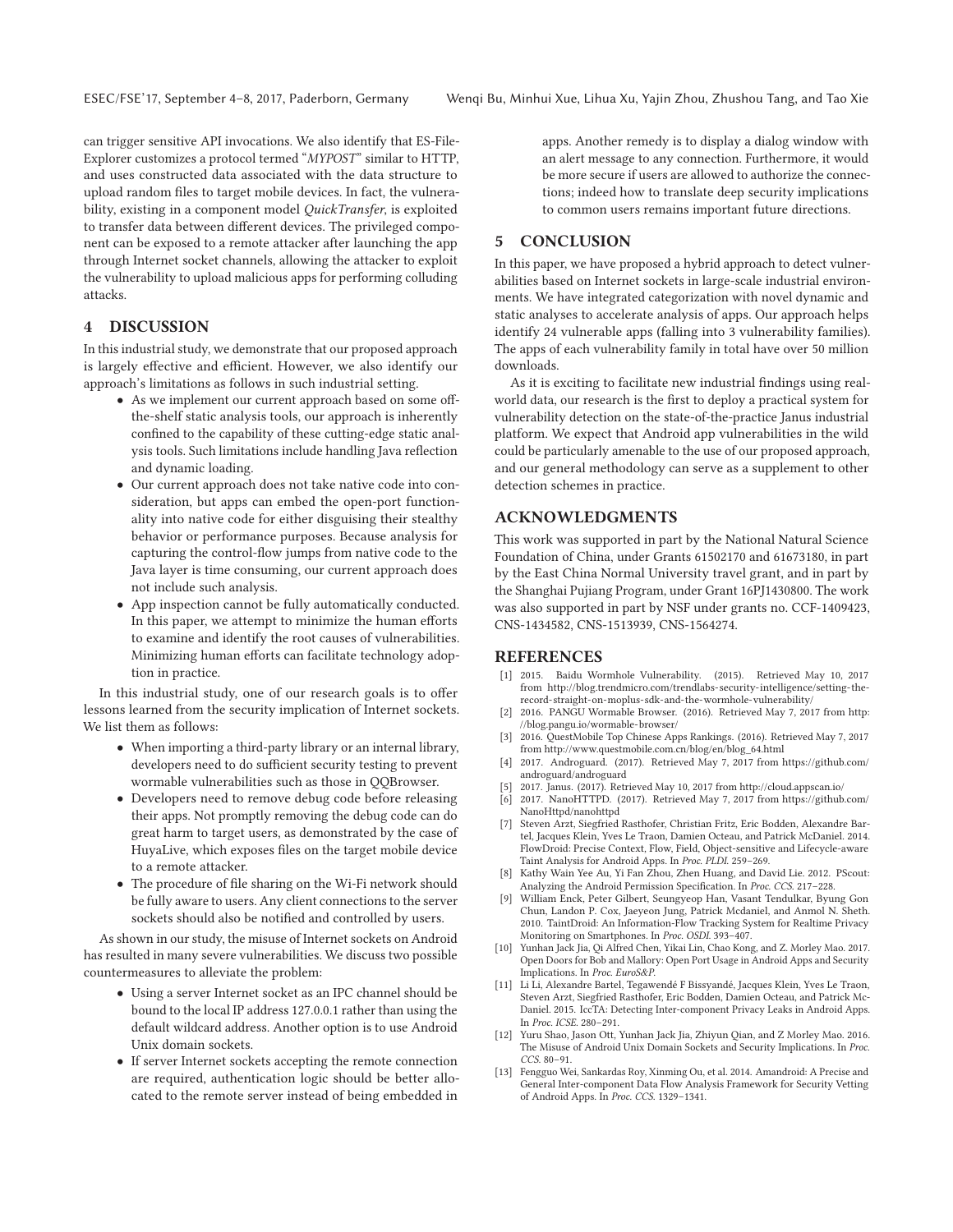can trigger sensitive API invocations. We also identify that ES-File-Explorer customizes a protocol termed "*MYPOST*" similar to HTTP, and uses constructed data associated with the data structure to upload random files to target mobile devices. In fact, the vulnerability, existing in a component model *QuickTransfer*, is exploited to transfer data between different devices. The privileged component can be exposed to a remote attacker after launching the app through Internet socket channels, allowing the attacker to exploit the vulnerability to upload malicious apps for performing colluding attacks.

## 4 DISCUSSION

In this industrial study, we demonstrate that our proposed approach is largely effective and efficient. However, we also identify our approach's limitations as follows in such industrial setting.

- As we implement our current approach based on some off-the-shelf static analysis tools, our approach is inherently confined to the capability of these cutting-edge static analysis tools. Such limitations include handling Java reflection and dynamic loading.
- Our current approach does not take native code into consideration, but apps can embed the open-port functionality into native code for either disguising their stealthy behavior or performance purposes. Because analysis for capturing the control-flow jumps from native code to the Java layer is time consuming, our current approach does not include such analysis.
- App inspection cannot be fully automatically conducted. In this paper, we attempt to minimize the human efforts to examine and identify the root causes of vulnerabilities. Minimizing human efforts can facilitate technology adoption in practice.

In this industrial study, one of our research goals is to offer lessons learned from the security implication of Internet sockets. We list them as follows:

- When importing a third-party library or an internal library, developers need to do sufficient security testing to prevent wormable vulnerabilities such as those in QQBrowser.
- Developers need to remove debug code before releasing their apps. Not promptly removing the debug code can do great harm to target users, as demonstrated by the case of HuyaLive, which exposes files on the target mobile device to a remote attacker.
- The procedure of file sharing on the Wi-Fi network should be fully aware to users. Any client connections to the server sockets should also be notified and controlled by users.

As shown in our study, the misuse of Internet sockets on Android has resulted in many severe vulnerabilities. We discuss two possible countermeasures to alleviate the problem:

- Using a server Internet socket as an IPC channel should be bound to the local IP address 127.0.0.1 rather than using the default wildcard address. Another option is to use Android Unix domain sockets.
- If server Internet sockets accepting the remote connection are required, authentication logic should be better allocated to the remote server instead of being embedded in apps. Another remedy is to display a dialog window with an alert message to any connection. Furthermore, it would be more secure if users are allowed to authorize the connections; indeed how to translate deep security implications to common users remains important future directions.

## 5 CONCLUSION

In this paper, we have proposed a hybrid approach to detect vulnerabilities based on Internet sockets in large-scale industrial environments. We have integrated categorization with novel dynamic and static analyses to accelerate analysis of apps. Our approach helps identify 24 vulnerable apps (falling into 3 vulnerability families). The apps of each vulnerability family in total have over 50 million downloads.

As it is exciting to facilitate new industrial findings using real-world data, our research is the first to deploy a practical system for vulnerability detection on the state-of-the-practice Janus industrial platform. We expect that Android app vulnerabilities in the wild could be particularly amenable to the use of our proposed approach, and our general methodology can serve as a supplement to other detection schemes in practice.

## ACKNOWLEDGMENTS

This work was supported in part by the National Natural Science Foundation of China, under Grants 61502170 and 61673180, in part by the East China Normal University travel grant, and in part by the Shanghai Pujiang Program, under Grant 16PJ1430800. The work was also supported in part by NSF under grants no. CCF-1409423, CNS-1434582, CNS-1513939, CNS-1564274.

## REFERENCES

[1] 2015. Baidu Wormhole Vulnerability. (2015). Retrieved May 10, 2017 from http://blog.trendmicro.com/trendlabs-security-intelligence/setting-the-record-straight-on-moplus-sdk-and-the-wormhole-vulnerability/

[2] 2016. PANGU Wormable Browser. (2016). Retrieved May 7, 2017 from http://blog.pangu.io/wormable-browser/

[3] 2016. QuestMobile Top Chinese Apps Rankings. (2016). Retrieved May 7, 2017 from http://www.questmobile.com.cn/blog/en/blog_64.html

[4] 2017. Androguard. (2017). Retrieved May 7, 2017 from https://github.com/androguard/androguard

[5] 2017. Janus. (2017). Retrieved May 10, 2017 from http://cloud.appscan.io/

[6] 2017. NanoHTTPD. (2017). Retrieved May 7, 2017 from https://github.com/NanoHttpd/nanohttpd

[7] Steven Arzt, Siegfried Rasthofer, Christian Fritz, Eric Bodden, Alexandre Bartel, Jacques Klein, Yves Le Traon, Damien Octeau, and Patrick McDaniel. 2014. FlowDroid: Precise Context, Flow, Field, Object-sensitive and Lifecycle-aware Taint Analysis for Android Apps. In *Proc. PLDI*. 259–269.

[8] Kathy Wain Yee Au, Yi Fan Zhou, Zhen Huang, and David Lie. 2012. PScout: Analyzing the Android Permission Specification. In *Proc. CCS*. 217–228.

[9] William Enck, Peter Gilbert, Seungyeop Han, Vasant Tendulkar, Byung Gon Chun, Landon P. Cox, Jaeyeon Jung, Patrick Mcdaniel, and Anmol N. Sheth. 2010. TaintDroid: An Information-Flow Tracking System for Realtime Privacy Monitoring on Smartphones. In *Proc. OSDI*. 393–407.

[10] Yunhan Jack Jia, Qi Alfred Chen, Yikai Lin, Chao Kong, and Z. Morley Mao. 2017. Open Doors for Bob and Mallory: Open Port Usage in Android Apps and Security Implications. In *Proc. EuroS&P*.

[11] Li Li, Alexandre Bartel, Tegawendé F Bissyandé, Jacques Klein, Yves Le Traon, Steven Arzt, Siegfried Rasthofer, Eric Bodden, Damien Octeau, and Patrick McDaniel. 2015. IccTA: Detecting Inter-component Privacy Leaks in Android Apps. In *Proc. ICSE*. 280–291.

[12] Yuru Shao, Jason Ott, Yunhan Jack Jia, Zhiyun Qian, and Z Morley Mao. 2016. The Misuse of Android Unix Domain Sockets and Security Implications. In *Proc. CCS*. 80–91.

[13] Fengguo Wei, Sankardas Roy, Xinming Ou, et al. 2014. Amandroid: A Precise and General Inter-component Data Flow Analysis Framework for Security Vetting of Android Apps. In *Proc. CCS*. 1329–1341.